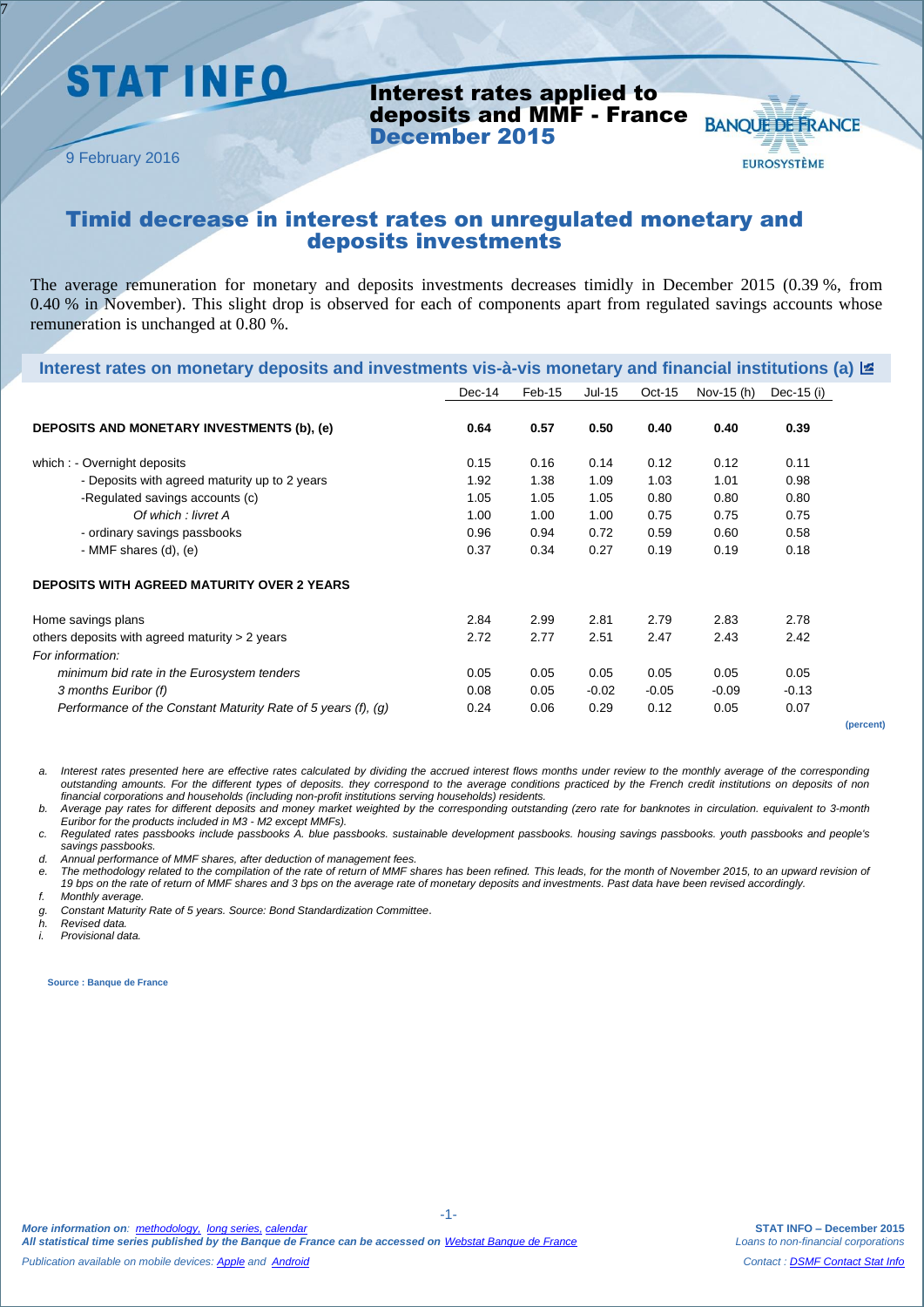# STAT INFO

## Interest rates applied to deposits and MMF - France December 2015

9 February 2016

BANQUE DE FRANCE EUROSYSTÈME

# Timid decrease in interest rates on unregulated monetary and deposits investments

The average remuneration for monetary and deposits investments decreases timidly in December 2015 (0.39 %, from 0.40 % in November). This slight drop is observed for each of components apart from regulated savings accounts whose remuneration is unchanged at 0.80 %.

### Interest rates on monetary deposits and investments vis-à-vis monetary and financial institutions (a)

| | Dec-14 | Feb-15 | Jul-15 | Oct-15 | Nov-15 (h) | Dec-15 (i) |
|---|---|---|---|---|---|---|
| **DEPOSITS AND MONETARY INVESTMENTS (b), (e)** | **0.64** | **0.57** | **0.50** | **0.40** | **0.40** | **0.39** |
| which : - Overnight deposits | 0.15 | 0.16 | 0.14 | 0.12 | 0.12 | 0.11 |
| - Deposits with agreed maturity up to 2 years | 1.92 | 1.38 | 1.09 | 1.03 | 1.01 | 0.98 |
| -Regulated savings accounts (c) | 1.05 | 1.05 | 1.05 | 0.80 | 0.80 | 0.80 |
| *Of which : livret A* | 1.00 | 1.00 | 1.00 | 0.75 | 0.75 | 0.75 |
| - ordinary savings passbooks | 0.96 | 0.94 | 0.72 | 0.59 | 0.60 | 0.58 |
| - MMF shares (d), (e) | 0.37 | 0.34 | 0.27 | 0.19 | 0.19 | 0.18 |
| **DEPOSITS WITH AGREED MATURITY OVER 2 YEARS** | | | | | | |
| Home savings plans | 2.84 | 2.99 | 2.81 | 2.79 | 2.83 | 2.78 |
| others deposits with agreed maturity > 2 years | 2.72 | 2.77 | 2.51 | 2.47 | 2.43 | 2.42 |
| *For information:* | | | | | | |
| *minimum bid rate in the Eurosystem tenders* | 0.05 | 0.05 | 0.05 | 0.05 | 0.05 | 0.05 |
| *3 months Euribor (f)* | 0.08 | 0.05 | -0.02 | -0.05 | -0.09 | -0.13 |
| *Performance of the Constant Maturity Rate of 5 years (f), (g)* | 0.24 | 0.06 | 0.29 | 0.12 | 0.05 | 0.07 |

**(percent)**

*a. Interest rates presented here are effective rates calculated by dividing the accrued interest flows months under review to the monthly average of the corresponding outstanding amounts. For the different types of deposits. they correspond to the average conditions practiced by the French credit institutions on deposits of non financial corporations and households (including non-profit institutions serving households) residents.*

*b. Average pay rates for different deposits and money market weighted by the corresponding outstanding (zero rate for banknotes in circulation. equivalent to 3-month Euribor for the products included in M3 - M2 except MMFs).*

*c. Regulated rates passbooks include passbooks A. blue passbooks. sustainable development passbooks. housing savings passbooks. youth passbooks and people's savings passbooks.*

*d. Annual performance of MMF shares, after deduction of management fees.*

*e. The methodology related to the compilation of the rate of return of MMF shares has been refined. This leads, for the month of November 2015, to an upward revision of 19 bps on the rate of return of MMF shares and 3 bps on the average rate of monetary deposits and investments. Past data have been revised accordingly.*

*f. Monthly average.*

*g. Constant Maturity Rate of 5 years. Source: Bond Standardization Committee.*

*h. Revised data.*

*i. Provisional data.*

**Source : Banque de France**

***More information on**: methodology, long series, calendar*
***All statistical time series published by the Banque de France can be accessed on** Webstat Banque de France*
*Publication available on mobile devices: Apple and Android*

**STAT INFO – December 2015**
*Loans to non-financial corporations*
*Contact : DSMF Contact Stat Info*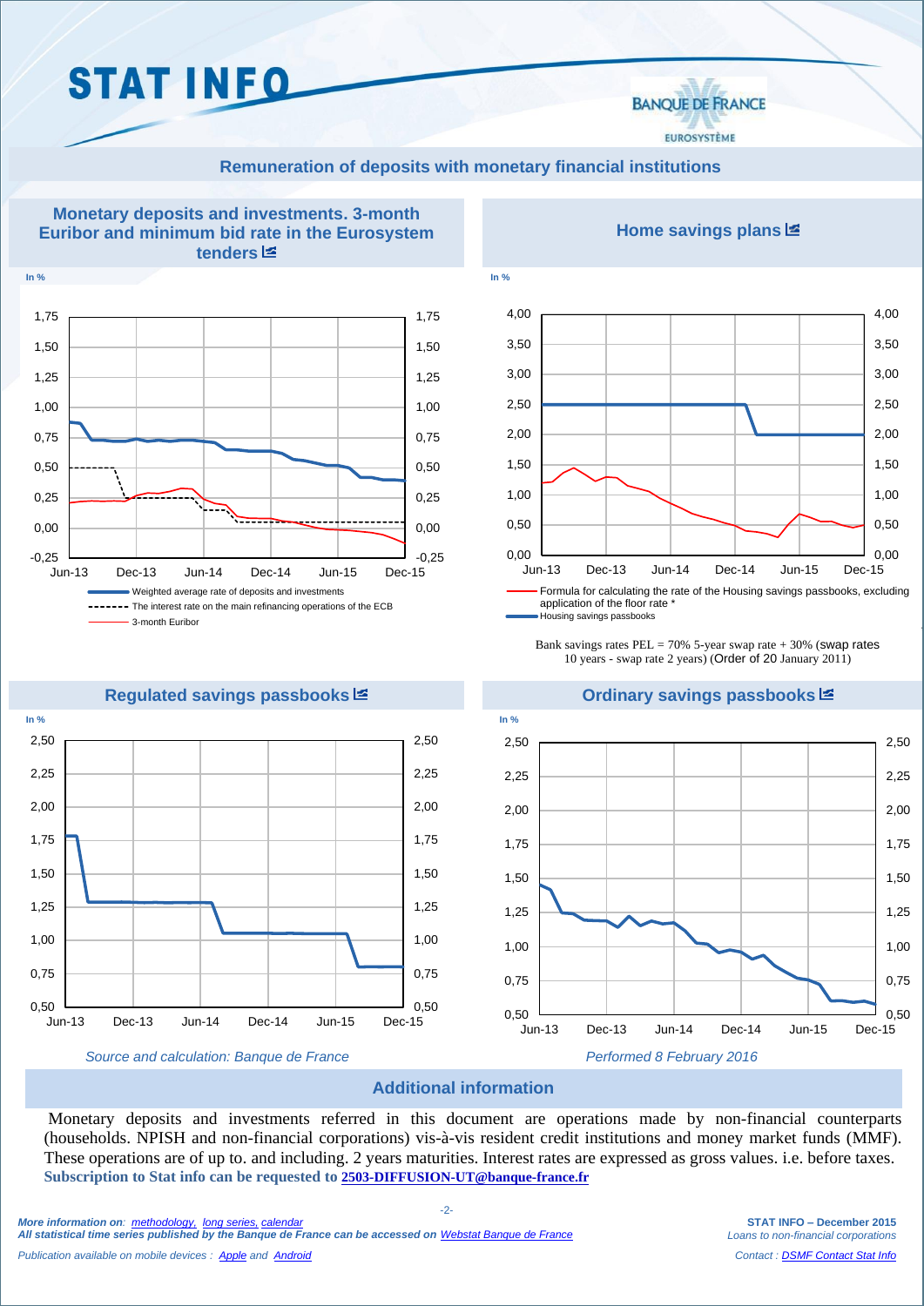## Remuneration of deposits with monetary financial institutions

### Monetary deposits and investments. 3-month Euribor and minimum bid rate in the Eurosystem tenders

In %

1,75
1,50
1,25
1,00
0,75
0,50
0,25
0,00
-0,25

Jun-13 Dec-13 Jun-14 Dec-14 Jun-15 Dec-15

Weighted average rate of deposits and investments
The interest rate on the main refinancing operations of the ECB
3-month Euribor

### Home savings plans

In %

4,00
3,50
3,00
2,50
2,00
1,50
1,00
0,50
0,00

Jun-13 Dec-13 Jun-14 Dec-14 Jun-15 Dec-15

Formula for calculating the rate of the Housing savings passbooks, excluding application of the floor rate *
Housing savings passbooks

Bank savings rates PEL = 70% 5-year swap rate + 30% (swap rates 10 years - swap rate 2 years) (Order of 20 January 2011)

### Regulated savings passbooks

In %

2,50
2,25
2,00
1,75
1,50
1,25
1,00
0,75
0,50

Jun-13 Dec-13 Jun-14 Dec-14 Jun-15 Dec-15

### Ordinary savings passbooks

In %

2,50
2,25
2,00
1,75
1,50
1,25
1,00
0,75
0,50

Jun-13 Dec-13 Jun-14 Dec-14 Jun-15 Dec-15

*Source and calculation: Banque de France*

*Performed 8 February 2016*

## Additional information

Monetary deposits and investments referred in this document are operations made by non-financial counterparts (households. NPISH and non-financial corporations) vis-à-vis resident credit institutions and money market funds (MMF). These operations are of up to. and including. 2 years maturities. Interest rates are expressed as gross values. i.e. before taxes.
**Subscription to Stat info can be requested to 2503-DIFFUSION-UT@banque-france.fr**

*More information on: methodology, long series, calendar*
***All statistical time series published by the Banque de France can be accessed on** Webstat Banque de France*

*Publication available on mobile devices : Apple and Android*

**STAT INFO – December 2015**
*Loans to non-financial corporations*

*Contact : DSMF Contact Stat Info*